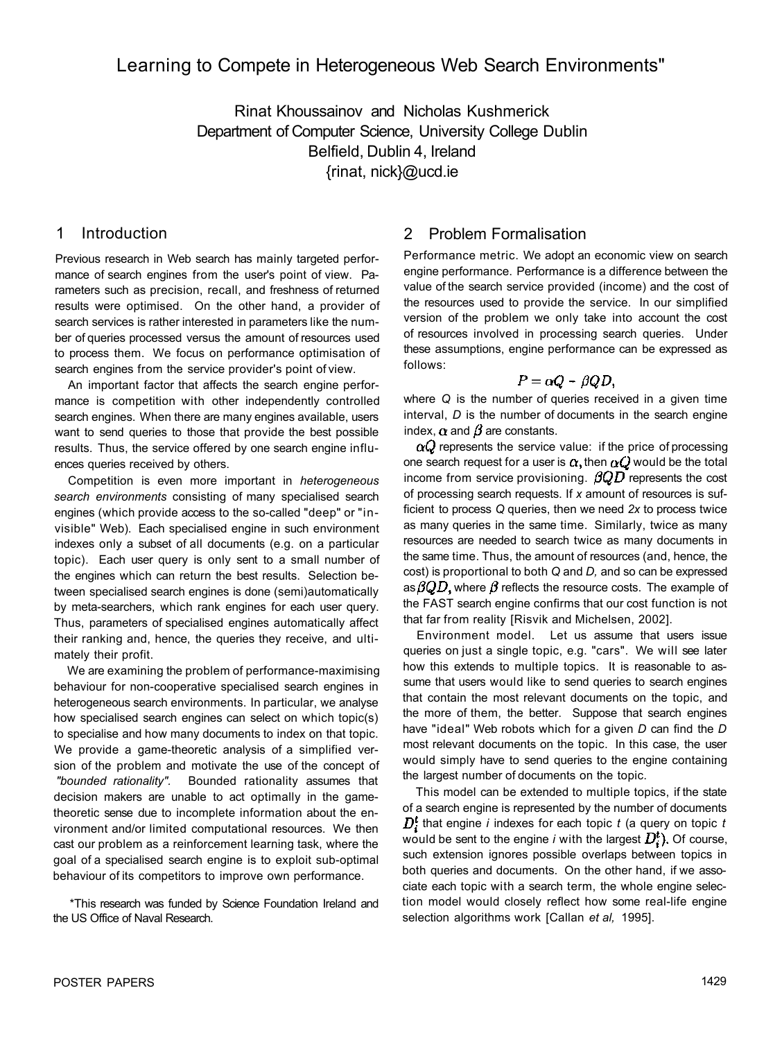# Learning to Compete in Heterogeneous Web Search Environments"

Rinat Khoussainov and Nicholas Kushmerick
Department of Computer Science, University College Dublin
Belfield, Dublin 4, Ireland
{rinat, nick}@ucd.ie

## 1 Introduction

Previous research in Web search has mainly targeted performance of search engines from the user's point of view. Parameters such as precision, recall, and freshness of returned results were optimised. On the other hand, a provider of search services is rather interested in parameters like the number of queries processed versus the amount of resources used to process them. We focus on performance optimisation of search engines from the service provider's point of view.

An important factor that affects the search engine performance is competition with other independently controlled search engines. When there are many engines available, users want to send queries to those that provide the best possible results. Thus, the service offered by one search engine influences queries received by others.

Competition is even more important in *heterogeneous search environments* consisting of many specialised search engines (which provide access to the so-called "deep" or "invisible" Web). Each specialised engine in such environment indexes only a subset of all documents (e.g. on a particular topic). Each user query is only sent to a small number of the engines which can return the best results. Selection between specialised search engines is done (semi)automatically by meta-searchers, which rank engines for each user query. Thus, parameters of specialised engines automatically affect their ranking and, hence, the queries they receive, and ultimately their profit.

We are examining the problem of performance-maximising behaviour for non-cooperative specialised search engines in heterogeneous search environments. In particular, we analyse how specialised search engines can select on which topic(s) to specialise and how many documents to index on that topic. We provide a game-theoretic analysis of a simplified version of the problem and motivate the use of the concept of *"bounded rationality"*. Bounded rationality assumes that decision makers are unable to act optimally in the game-theoretic sense due to incomplete information about the environment and/or limited computational resources. We then cast our problem as a reinforcement learning task, where the goal of a specialised search engine is to exploit sub-optimal behaviour of its competitors to improve own performance.

*This research was funded by Science Foundation Ireland and the US Office of Naval Research.

## 2 Problem Formalisation

Performance metric. We adopt an economic view on search engine performance. Performance is a difference between the value of the search service provided (income) and the cost of the resources used to provide the service. In our simplified version of the problem we only take into account the cost of resources involved in processing search queries. Under these assumptions, engine performance can be expressed as follows:

$$P = \alpha Q - \beta Q D,$$

where $Q$ is the number of queries received in a given time interval, $D$ is the number of documents in the search engine index, $\alpha$ and $\beta$ are constants.

$\alpha Q$ represents the service value: if the price of processing one search request for a user is $\alpha$, then $\alpha Q$ would be the total income from service provisioning. $\beta Q D$ represents the cost of processing search requests. If $x$ amount of resources is sufficient to process $Q$ queries, then we need $2x$ to process twice as many queries in the same time. Similarly, twice as many resources are needed to search twice as many documents in the same time. Thus, the amount of resources (and, hence, the cost) is proportional to both $Q$ and $D$, and so can be expressed as $\beta Q D$, where $\beta$ reflects the resource costs. The example of the FAST search engine confirms that our cost function is not that far from reality [Risvik and Michelsen, 2002].

Environment model. Let us assume that users issue queries on just a single topic, e.g. "cars". We will see later how this extends to multiple topics. It is reasonable to assume that users would like to send queries to search engines that contain the most relevant documents on the topic, and the more of them, the better. Suppose that search engines have "ideal" Web robots which for a given $D$ can find the $D$ most relevant documents on the topic. In this case, the user would simply have to send queries to the engine containing the largest number of documents on the topic.

This model can be extended to multiple topics, if the state of a search engine is represented by the number of documents $D_i^t$ that engine $i$ indexes for each topic $t$ (a query on topic $t$ would be sent to the engine $i$ with the largest $D_i^t$). Of course, such extension ignores possible overlaps between topics in both queries and documents. On the other hand, if we associate each topic with a search term, the whole engine selection model would closely reflect how some real-life engine selection algorithms work [Callan *et al,* 1995].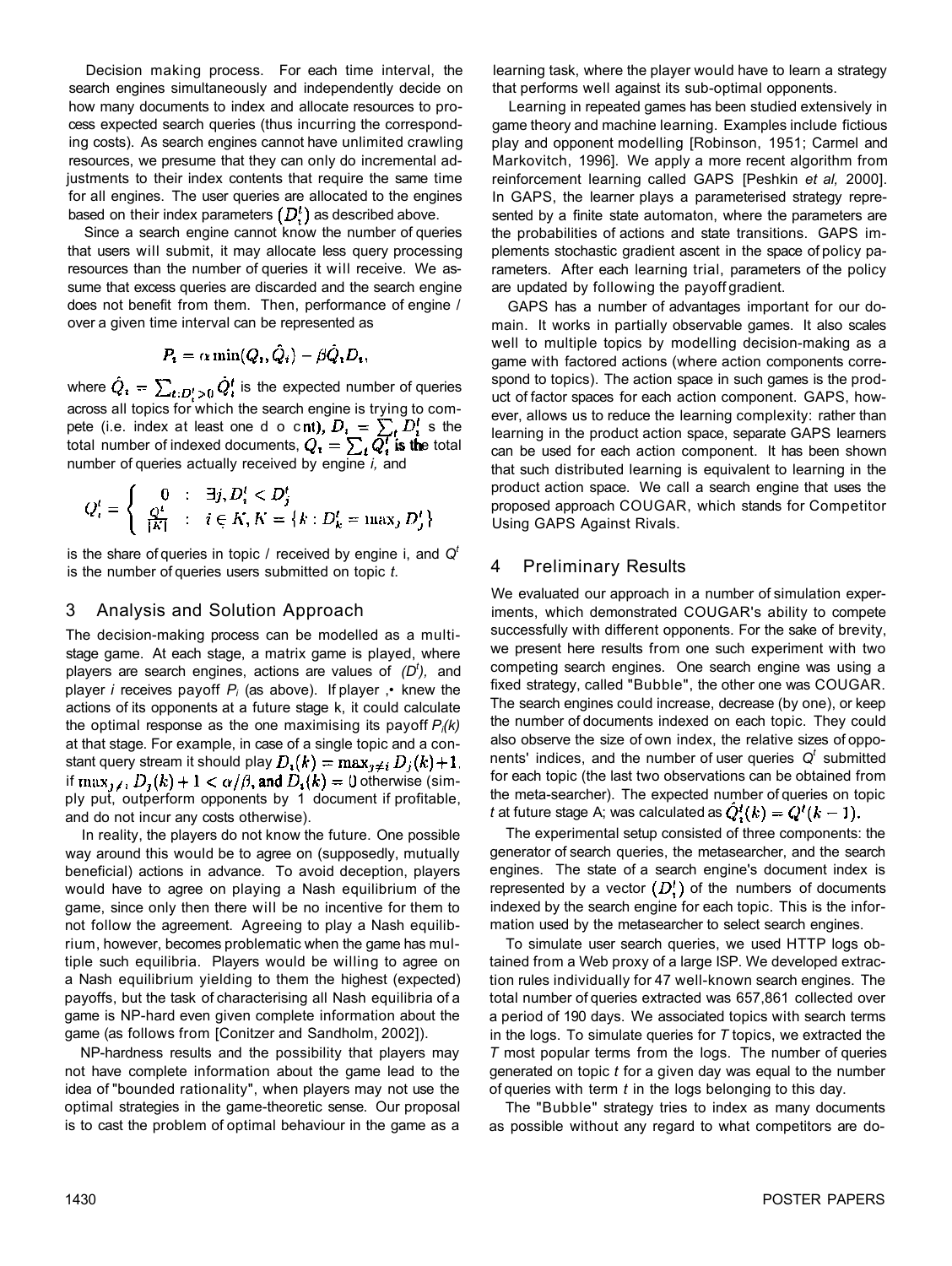Decision making process. For each time interval, the search engines simultaneously and independently decide on how many documents to index and allocate resources to process expected search queries (thus incurring the corresponding costs). As search engines cannot have unlimited crawling resources, we presume that they can only do incremental adjustments to their index contents that require the same time for all engines. The user queries are allocated to the engines based on their index parameters $(D_i^t)$ as described above.

Since a search engine cannot know the number of queries that users will submit, it may allocate less query processing resources than the number of queries it will receive. We assume that excess queries are discarded and the search engine does not benefit from them. Then, performance of engine $i$ over a given time interval can be represented as

$$P_i = \alpha \min(Q_i, \hat{Q}_i) - \beta \hat{Q}_i D_i,$$

where $\hat{Q}_i = \sum_{t: D_i^t > 0} \hat{Q}_i^t$ is the expected number of queries across all topics for which the search engine is trying to compete (i.e. index at least one document), $D_i = \sum_t D_i^t$ is the total number of indexed documents, $Q_i = \sum_t Q_i^t$ is the total number of queries actually received by engine $i$, and

$$Q_i^t = \begin{cases} 0 & : \exists j, D_i^t < D_j^t \\ \frac{Q^t}{|K|} & : i \in K, K = \{k : D_k^t = \max_j D_j^t\} \end{cases}$$

is the share of queries in topic $t$ received by engine i, and $Q^t$ is the number of queries users submitted on topic $t$.

## 3 Analysis and Solution Approach

The decision-making process can be modelled as a multi-stage game. At each stage, a matrix game is played, where players are search engines, actions are values of $(D_i^t)$, and player $i$ receives payoff $P_i$ (as above). If player $i$ knew the actions of its opponents at a future stage k, it could calculate the optimal response as the one maximising its payoff $P_i(k)$ at that stage. For example, in case of a single topic and a constant query stream it should play $D_i(k) = \max_{j \neq i} D_j(k) + 1$, if $\max_{j \neq i} D_j(k) + 1 < \alpha/\beta$, and $D_i(k) = 0$ otherwise (simply put, outperform opponents by 1 document if profitable, and do not incur any costs otherwise).

In reality, the players do not know the future. One possible way around this would be to agree on (supposedly, mutually beneficial) actions in advance. To avoid deception, players would have to agree on playing a Nash equilibrium of the game, since only then there will be no incentive for them to not follow the agreement. Agreeing to play a Nash equilibrium, however, becomes problematic when the game has multiple such equilibria. Players would be willing to agree on a Nash equilibrium yielding to them the highest (expected) payoffs, but the task of characterising all Nash equilibria of a game is NP-hard even given complete information about the game (as follows from [Conitzer and Sandholm, 2002]).

NP-hardness results and the possibility that players may not have complete information about the game lead to the idea of "bounded rationality", when players may not use the optimal strategies in the game-theoretic sense. Our proposal is to cast the problem of optimal behaviour in the game as a learning task, where the player would have to learn a strategy that performs well against its sub-optimal opponents.

Learning in repeated games has been studied extensively in game theory and machine learning. Examples include fictious play and opponent modelling [Robinson, 1951; Carmel and Markovitch, 1996]. We apply a more recent algorithm from reinforcement learning called GAPS [Peshkin *et al,* 2000]. In GAPS, the learner plays a parameterised strategy represented by a finite state automaton, where the parameters are the probabilities of actions and state transitions. GAPS implements stochastic gradient ascent in the space of policy parameters. After each learning trial, parameters of the policy are updated by following the payoff gradient.

GAPS has a number of advantages important for our domain. It works in partially observable games. It also scales well to multiple topics by modelling decision-making as a game with factored actions (where action components correspond to topics). The action space in such games is the product of factor spaces for each action component. GAPS, however, allows us to reduce the learning complexity: rather than learning in the product action space, separate GAPS learners can be used for each action component. It has been shown that such distributed learning is equivalent to learning in the product action space. We call a search engine that uses the proposed approach COUGAR, which stands for Competitor Using GAPS Against Rivals.

## 4 Preliminary Results

We evaluated our approach in a number of simulation experiments, which demonstrated COUGAR's ability to compete successfully with different opponents. For the sake of brevity, we present here results from one such experiment with two competing search engines. One search engine was using a fixed strategy, called "Bubble", the other one was COUGAR. The search engines could increase, decrease (by one), or keep the number of documents indexed on each topic. They could also observe the size of own index, the relative sizes of opponents' indices, and the number of user queries $Q^t$ submitted for each topic (the last two observations can be obtained from the meta-searcher). The expected number of queries on topic $t$ at future stage $k$ was calculated as $\hat{Q}_i^t(k) = Q^t(k-1)$.

The experimental setup consisted of three components: the generator of search queries, the metasearcher, and the search engines. The state of a search engine's document index is represented by a vector $(D_i^t)$ of the numbers of documents indexed by the search engine for each topic. This is the information used by the metasearcher to select search engines.

To simulate user search queries, we used HTTP logs obtained from a Web proxy of a large ISP. We developed extraction rules individually for 47 well-known search engines. The total number of queries extracted was 657,861 collected over a period of 190 days. We associated topics with search terms in the logs. To simulate queries for $T$ topics, we extracted the $T$ most popular terms from the logs. The number of queries generated on topic $t$ for a given day was equal to the number of queries with term $t$ in the logs belonging to this day.

The "Bubble" strategy tries to index as many documents as possible without any regard to what competitors are do-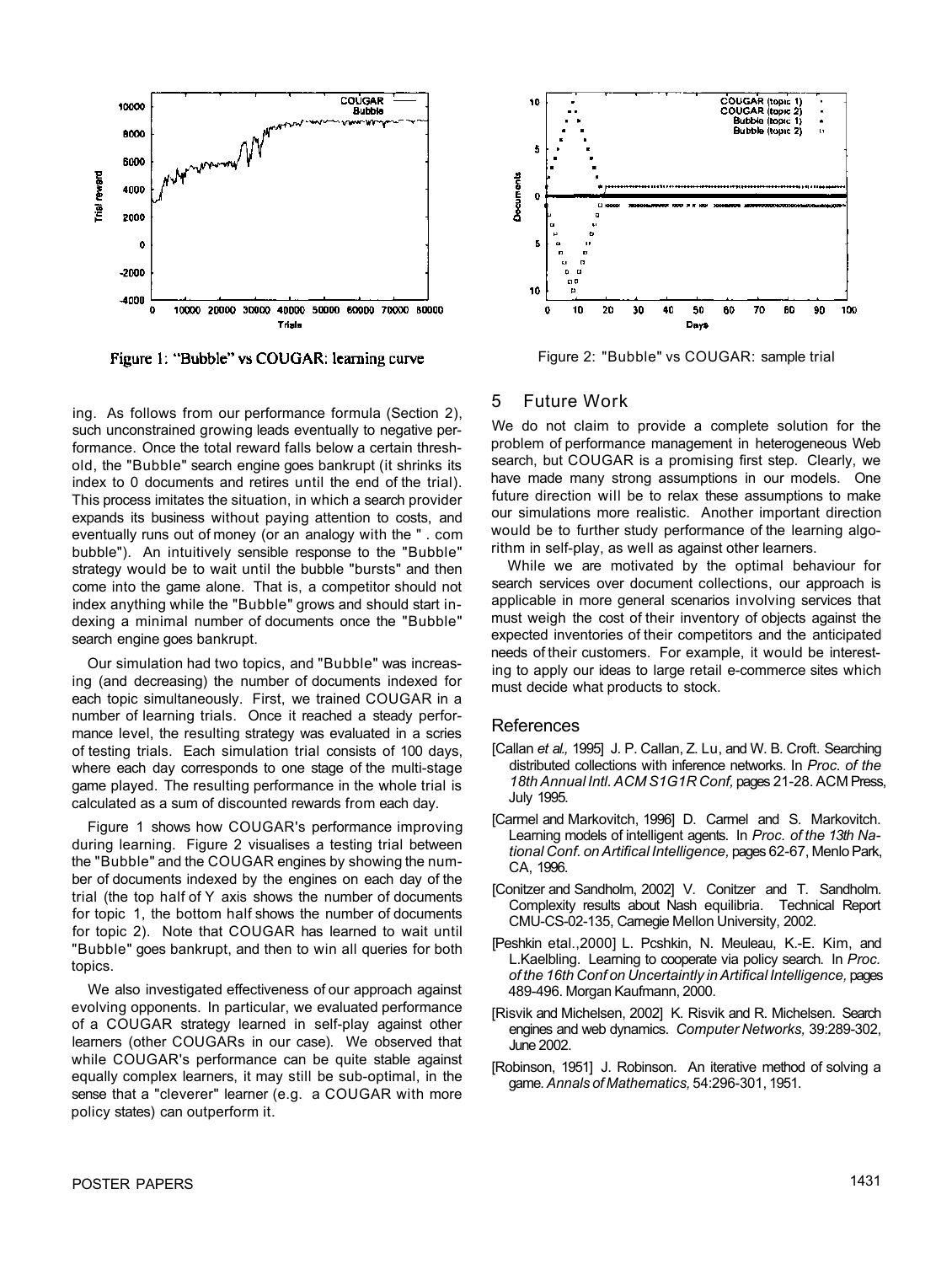COUGAR
Bubble

10000
8000
6000
4000
2000
0
-2000
-4000

Trial reward

0 10000 20000 30000 40000 50000 60000 70000 80000

Trials

Figure 1: "Bubble" vs COUGAR: learning curve

COUGAR (topic 1)
COUGAR (topic 2)
Bubble (topic 1)
Bubble (topic 2)

10
5
0
5
10

Documents

0 10 20 30 40 50 60 70 80 90 100

Days

Figure 2: "Bubble" vs COUGAR: sample trial

ing. As follows from our performance formula (Section 2), such unconstrained growing leads eventually to negative performance. Once the total reward falls below a certain threshold, the "Bubble" search engine goes bankrupt (it shrinks its index to 0 documents and retires until the end of the trial). This process imitates the situation, in which a search provider expands its business without paying attention to costs, and eventually runs out of money (or an analogy with the " . com bubble"). An intuitively sensible response to the "Bubble" strategy would be to wait until the bubble "bursts" and then come into the game alone. That is, a competitor should not index anything while the "Bubble" grows and should start indexing a minimal number of documents once the "Bubble" search engine goes bankrupt.

Our simulation had two topics, and "Bubble" was increasing (and decreasing) the number of documents indexed for each topic simultaneously. First, we trained COUGAR in a number of learning trials. Once it reached a steady performance level, the resulting strategy was evaluated in a scries of testing trials. Each simulation trial consists of 100 days, where each day corresponds to one stage of the multi-stage game played. The resulting performance in the whole trial is calculated as a sum of discounted rewards from each day.

Figure 1 shows how COUGAR's performance improving during learning. Figure 2 visualises a testing trial between the "Bubble" and the COUGAR engines by showing the number of documents indexed by the engines on each day of the trial (the top half of Y axis shows the number of documents for topic 1, the bottom half shows the number of documents for topic 2). Note that COUGAR has learned to wait until "Bubble" goes bankrupt, and then to win all queries for both topics.

We also investigated effectiveness of our approach against evolving opponents. In particular, we evaluated performance of a COUGAR strategy learned in self-play against other learners (other COUGARs in our case). We observed that while COUGAR's performance can be quite stable against equally complex learners, it may still be sub-optimal, in the sense that a "cleverer" learner (e.g. a COUGAR with more policy states) can outperform it.

## 5 Future Work

We do not claim to provide a complete solution for the problem of performance management in heterogeneous Web search, but COUGAR is a promising first step. Clearly, we have made many strong assumptions in our models. One future direction will be to relax these assumptions to make our simulations more realistic. Another important direction would be to further study performance of the learning algorithm in self-play, as well as against other learners.

While we are motivated by the optimal behaviour for search services over document collections, our approach is applicable in more general scenarios involving services that must weigh the cost of their inventory of objects against the expected inventories of their competitors and the anticipated needs of their customers. For example, it would be interesting to apply our ideas to large retail e-commerce sites which must decide what products to stock.

## References

[Callan *et al.,* 1995] J. P. Callan, Z. Lu, and W. B. Croft. Searching distributed collections with inference networks. In *Proc. of the 18th Annual Intl. ACM S1G1R Conf,* pages 21-28. ACM Press, July 1995.

[Carmel and Markovitch, 1996] D. Carmel and S. Markovitch. Learning models of intelligent agents. In *Proc. of the 13th National Conf. on Artifical Intelligence,* pages 62-67, Menlo Park, CA, 1996.

[Conitzer and Sandholm, 2002] V. Conitzer and T. Sandholm. Complexity results about Nash equilibria. Technical Report CMU-CS-02-135, Carnegie Mellon University, 2002.

[Peshkin etal.,2000] L. Pcshkin, N. Meuleau, K.-E. Kim, and L.Kaelbling. Learning to cooperate via policy search. In *Proc. of the 16th Conf on Uncertaintly in Artifical Intelligence,* pages 489-496. Morgan Kaufmann, 2000.

[Risvik and Michelsen, 2002] K. Risvik and R. Michelsen. Search engines and web dynamics. *Computer Networks,* 39:289-302, June 2002.

[Robinson, 1951] J. Robinson. An iterative method of solving a game. *Annals of Mathematics,* 54:296-301, 1951.